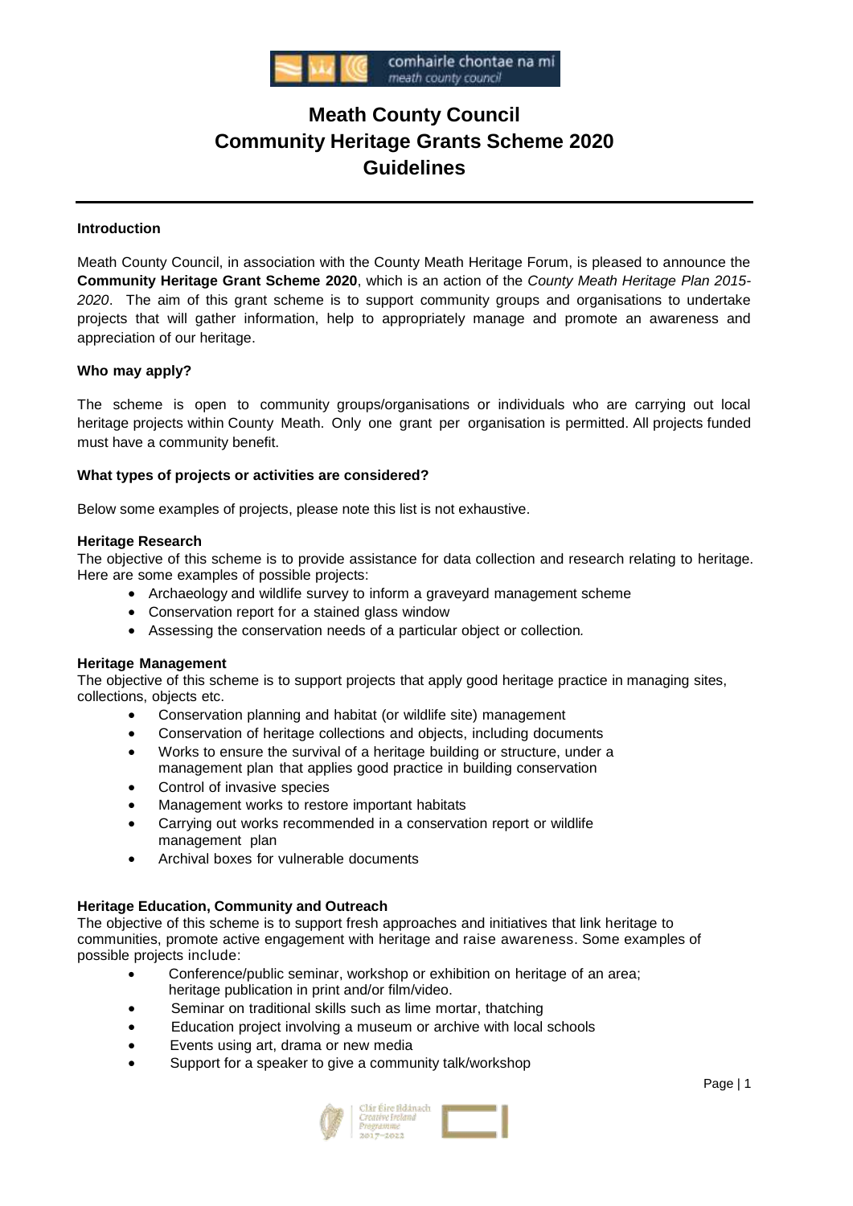# Meath County Council
# Community Heritage Grants Scheme 2020
# Guidelines

## Introduction

Meath County Council, in association with the County Meath Heritage Forum, is pleased to announce the **Community Heritage Grant Scheme 2020**, which is an action of the *County Meath Heritage Plan 2015-2020*. The aim of this grant scheme is to support community groups and organisations to undertake projects that will gather information, help to appropriately manage and promote an awareness and appreciation of our heritage.

## Who may apply?

The scheme is open to community groups/organisations or individuals who are carrying out local heritage projects within County Meath. Only one grant per organisation is permitted. All projects funded must have a community benefit.

## What types of projects or activities are considered?

Below some examples of projects, please note this list is not exhaustive.

### Heritage Research

The objective of this scheme is to provide assistance for data collection and research relating to heritage. Here are some examples of possible projects:

- Archaeology and wildlife survey to inform a graveyard management scheme
- Conservation report for a stained glass window
- Assessing the conservation needs of a particular object or collection.

### Heritage Management

The objective of this scheme is to support projects that apply good heritage practice in managing sites, collections, objects etc.

- Conservation planning and habitat (or wildlife site) management
- Conservation of heritage collections and objects, including documents
- Works to ensure the survival of a heritage building or structure, under a management plan that applies good practice in building conservation
- Control of invasive species
- Management works to restore important habitats
- Carrying out works recommended in a conservation report or wildlife management plan
- Archival boxes for vulnerable documents

### Heritage Education, Community and Outreach

The objective of this scheme is to support fresh approaches and initiatives that link heritage to communities, promote active engagement with heritage and raise awareness. Some examples of possible projects include:

- Conference/public seminar, workshop or exhibition on heritage of an area; heritage publication in print and/or film/video.
- Seminar on traditional skills such as lime mortar, thatching
- Education project involving a museum or archive with local schools
- Events using art, drama or new media
- Support for a speaker to give a community talk/workshop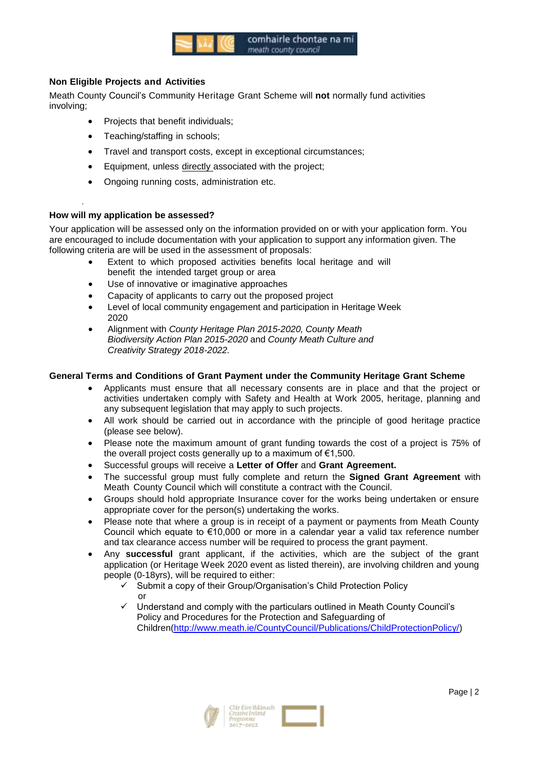### Non Eligible Projects and Activities

Meath County Council's Community Heritage Grant Scheme will **not** normally fund activities involving;

- Projects that benefit individuals;
- Teaching/staffing in schools;
- Travel and transport costs, except in exceptional circumstances;
- Equipment, unless directly associated with the project;
- Ongoing running costs, administration etc.

### How will my application be assessed?

Your application will be assessed only on the information provided on or with your application form. You are encouraged to include documentation with your application to support any information given. The following criteria are will be used in the assessment of proposals:

- Extent to which proposed activities benefits local heritage and will benefit the intended target group or area
- Use of innovative or imaginative approaches
- Capacity of applicants to carry out the proposed project
- Level of local community engagement and participation in Heritage Week 2020
- Alignment with *County Heritage Plan 2015-2020, County Meath Biodiversity Action Plan 2015-2020* and *County Meath Culture and Creativity Strategy 2018-2022.*

### General Terms and Conditions of Grant Payment under the Community Heritage Grant Scheme

- Applicants must ensure that all necessary consents are in place and that the project or activities undertaken comply with Safety and Health at Work 2005, heritage, planning and any subsequent legislation that may apply to such projects.
- All work should be carried out in accordance with the principle of good heritage practice (please see below).
- Please note the maximum amount of grant funding towards the cost of a project is 75% of the overall project costs generally up to a maximum of €1,500.
- Successful groups will receive a **Letter of Offer** and **Grant Agreement.**
- The successful group must fully complete and return the **Signed Grant Agreement** with Meath County Council which will constitute a contract with the Council.
- Groups should hold appropriate Insurance cover for the works being undertaken or ensure appropriate cover for the person(s) undertaking the works.
- Please note that where a group is in receipt of a payment or payments from Meath County Council which equate to €10,000 or more in a calendar year a valid tax reference number and tax clearance access number will be required to process the grant payment.
- Any **successful** grant applicant, if the activities, which are the subject of the grant application (or Heritage Week 2020 event as listed therein), are involving children and young people (0-18yrs), will be required to either:
  - ✓ Submit a copy of their Group/Organisation's Child Protection Policy
    or
  - ✓ Understand and comply with the particulars outlined in Meath County Council's Policy and Procedures for the Protection and Safeguarding of Children(http://www.meath.ie/CountyCouncil/Publications/ChildProtectionPolicy/)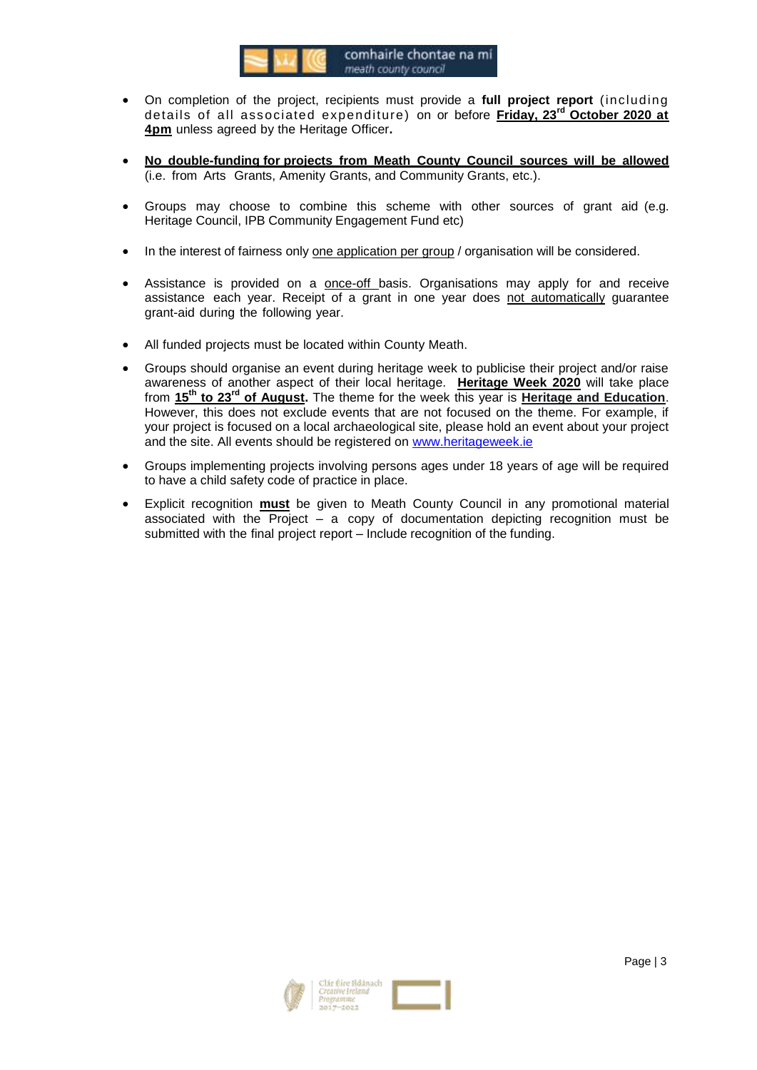- On completion of the project, recipients must provide a **full project report** (including details of all associated expenditure) on or before **<u>Friday, 23rd October 2020 at 4pm</u>** unless agreed by the Heritage Officer**.**

- **<u>No double-funding for projects from Meath County Council sources will be allowed</u>** (i.e. from Arts Grants, Amenity Grants, and Community Grants, etc.).

- Groups may choose to combine this scheme with other sources of grant aid (e.g. Heritage Council, IPB Community Engagement Fund etc)

- In the interest of fairness only <u>one application per group</u> / organisation will be considered.

- Assistance is provided on a <u>once-off</u> basis. Organisations may apply for and receive assistance each year. Receipt of a grant in one year does <u>not automatically</u> guarantee grant-aid during the following year.

- All funded projects must be located within County Meath.

- Groups should organise an event during heritage week to publicise their project and/or raise awareness of another aspect of their local heritage. **<u>Heritage Week 2020</u>** will take place from **<u>15th to 23rd of August</u>.** The theme for the week this year is **<u>Heritage and Education</u>**. However, this does not exclude events that are not focused on the theme. For example, if your project is focused on a local archaeological site, please hold an event about your project and the site. All events should be registered on [www.heritageweek.ie](http://www.heritageweek.ie)

- Groups implementing projects involving persons ages under 18 years of age will be required to have a child safety code of practice in place.

- Explicit recognition **<u>must</u>** be given to Meath County Council in any promotional material associated with the Project – a copy of documentation depicting recognition must be submitted with the final project report – Include recognition of the funding.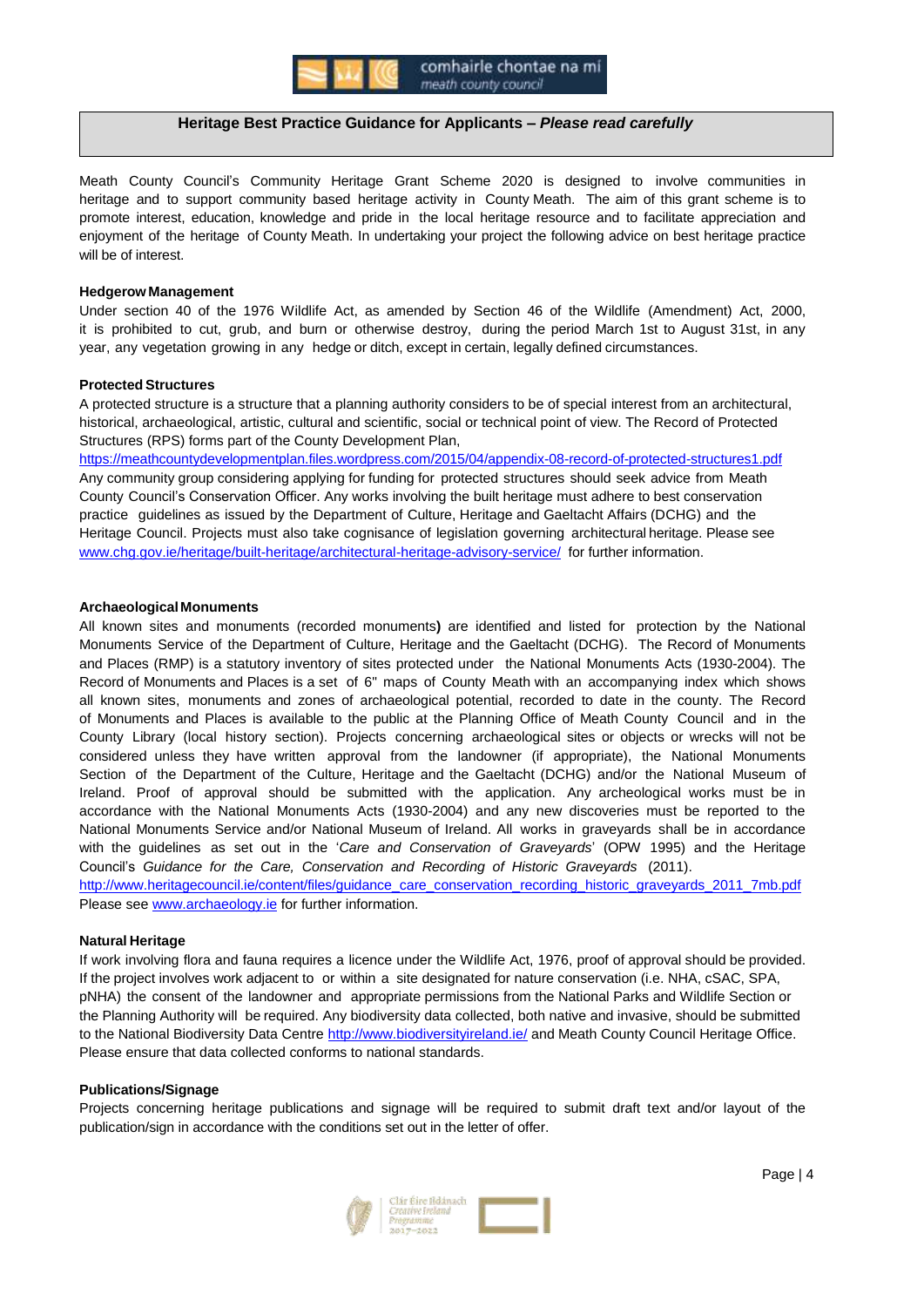**Heritage Best Practice Guidance for Applicants – *Please read carefully***

Meath County Council's Community Heritage Grant Scheme 2020 is designed to involve communities in heritage and to support community based heritage activity in County Meath. The aim of this grant scheme is to promote interest, education, knowledge and pride in the local heritage resource and to facilitate appreciation and enjoyment of the heritage of County Meath. In undertaking your project the following advice on best heritage practice will be of interest.

**Hedgerow Management**

Under section 40 of the 1976 Wildlife Act, as amended by Section 46 of the Wildlife (Amendment) Act, 2000, it is prohibited to cut, grub, and burn or otherwise destroy, during the period March 1st to August 31st, in any year, any vegetation growing in any hedge or ditch, except in certain, legally defined circumstances.

**Protected Structures**

A protected structure is a structure that a planning authority considers to be of special interest from an architectural, historical, archaeological, artistic, cultural and scientific, social or technical point of view. The Record of Protected Structures (RPS) forms part of the County Development Plan, https://meathcountydevelopmentplan.files.wordpress.com/2015/04/appendix-08-record-of-protected-structures1.pdf

Any community group considering applying for funding for protected structures should seek advice from Meath County Council's Conservation Officer. Any works involving the built heritage must adhere to best conservation practice guidelines as issued by the Department of Culture, Heritage and Gaeltacht Affairs (DCHG) and the Heritage Council. Projects must also take cognisance of legislation governing architectural heritage. Please see www.chg.gov.ie/heritage/built-heritage/architectural-heritage-advisory-service/ for further information.

**Archaeological Monuments**

All known sites and monuments (recorded monuments**)** are identified and listed for protection by the National Monuments Service of the Department of Culture, Heritage and the Gaeltacht (DCHG). The Record of Monuments and Places (RMP) is a statutory inventory of sites protected under the National Monuments Acts (1930-2004). The Record of Monuments and Places is a set of 6" maps of County Meath with an accompanying index which shows all known sites, monuments and zones of archaeological potential, recorded to date in the county. The Record of Monuments and Places is available to the public at the Planning Office of Meath County Council and in the County Library (local history section). Projects concerning archaeological sites or objects or wrecks will not be considered unless they have written approval from the landowner (if appropriate), the National Monuments Section of the Department of the Culture, Heritage and the Gaeltacht (DCHG) and/or the National Museum of Ireland. Proof of approval should be submitted with the application. Any archeological works must be in accordance with the National Monuments Acts (1930-2004) and any new discoveries must be reported to the National Monuments Service and/or National Museum of Ireland. All works in graveyards shall be in accordance with the guidelines as set out in the '*Care and Conservation of Graveyards*' (OPW 1995) and the Heritage Council's *Guidance for the Care, Conservation and Recording of Historic Graveyards* (2011). http://www.heritagecouncil.ie/content/files/guidance_care_conservation_recording_historic_graveyards_2011_7mb.pdf

Please see www.archaeology.ie for further information.

**Natural Heritage**

If work involving flora and fauna requires a licence under the Wildlife Act, 1976, proof of approval should be provided. If the project involves work adjacent to or within a site designated for nature conservation (i.e. NHA, cSAC, SPA, pNHA) the consent of the landowner and appropriate permissions from the National Parks and Wildlife Section or the Planning Authority will be required. Any biodiversity data collected, both native and invasive, should be submitted to the National Biodiversity Data Centre http://www.biodiversityireland.ie/ and Meath County Council Heritage Office. Please ensure that data collected conforms to national standards.

**Publications/Signage**

Projects concerning heritage publications and signage will be required to submit draft text and/or layout of the publication/sign in accordance with the conditions set out in the letter of offer.